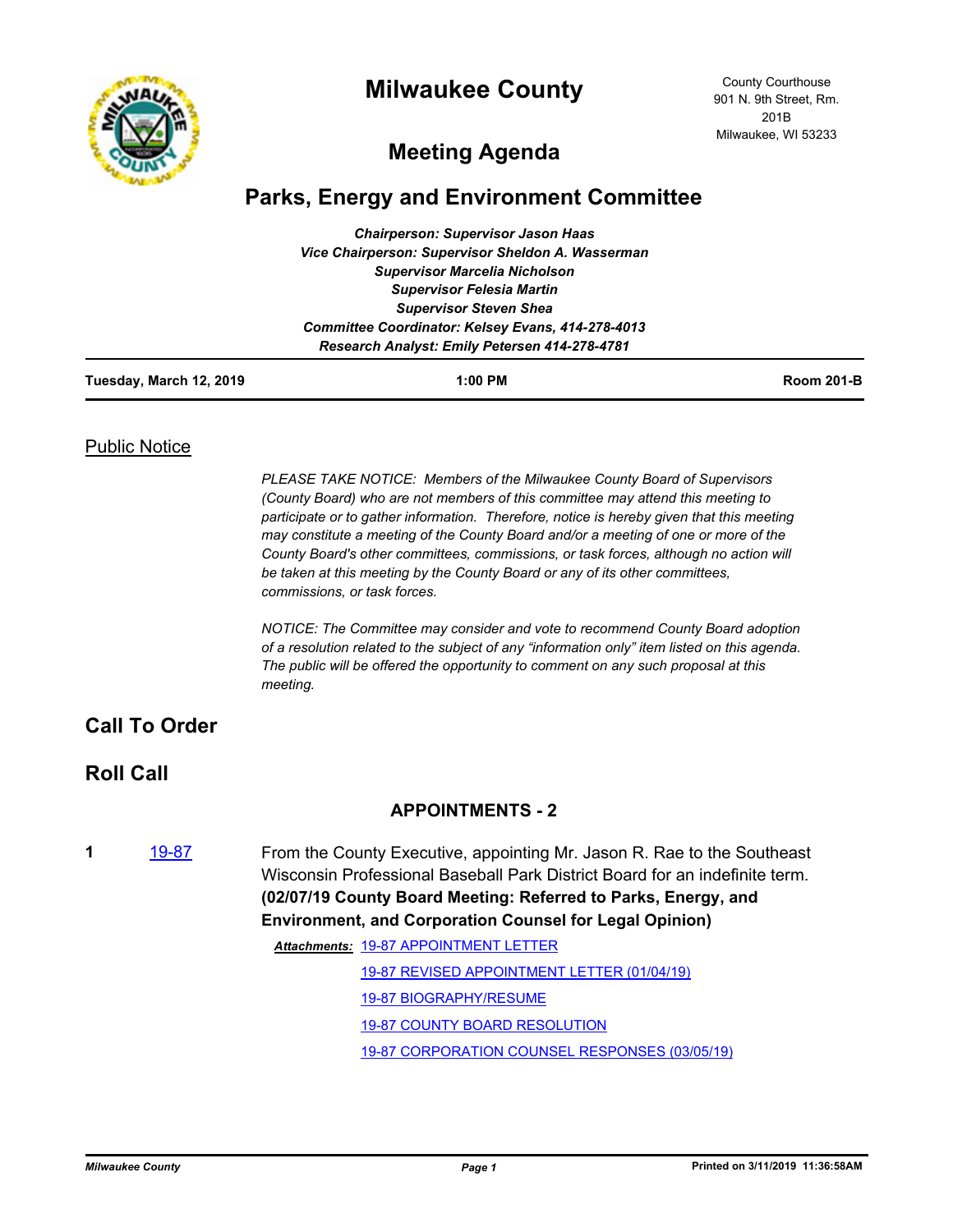# Milwaukee County

County Courthouse
901 N. 9th Street, Rm. 201B
Milwaukee, WI 53233

## Meeting Agenda

## Parks, Energy and Environment Committee

*Chairperson: Supervisor Jason Haas*
*Vice Chairperson: Supervisor Sheldon A. Wasserman*
*Supervisor Marcelia Nicholson*
*Supervisor Felesia Martin*
*Supervisor Steven Shea*
*Committee Coordinator: Kelsey Evans, 414-278-4013*
*Research Analyst: Emily Petersen 414-278-4781*

**Tuesday, March 12, 2019** | **1:00 PM** | **Room 201-B**

### Public Notice

*PLEASE TAKE NOTICE: Members of the Milwaukee County Board of Supervisors (County Board) who are not members of this committee may attend this meeting to participate or to gather information. Therefore, notice is hereby given that this meeting may constitute a meeting of the County Board and/or a meeting of one or more of the County Board's other committees, commissions, or task forces, although no action will be taken at this meeting by the County Board or any of its other committees, commissions, or task forces.*

*NOTICE: The Committee may consider and vote to recommend County Board adoption of a resolution related to the subject of any "information only" item listed on this agenda. The public will be offered the opportunity to comment on any such proposal at this meeting.*

## Call To Order

## Roll Call

### APPOINTMENTS - 2

**1** 19-87 From the County Executive, appointing Mr. Jason R. Rae to the Southeast Wisconsin Professional Baseball Park District Board for an indefinite term. **(02/07/19 County Board Meeting: Referred to Parks, Energy, and Environment, and Corporation Counsel for Legal Opinion)**

***Attachments:*** 19-87 APPOINTMENT LETTER
19-87 REVISED APPOINTMENT LETTER (01/04/19)
19-87 BIOGRAPHY/RESUME
19-87 COUNTY BOARD RESOLUTION
19-87 CORPORATION COUNSEL RESPONSES (03/05/19)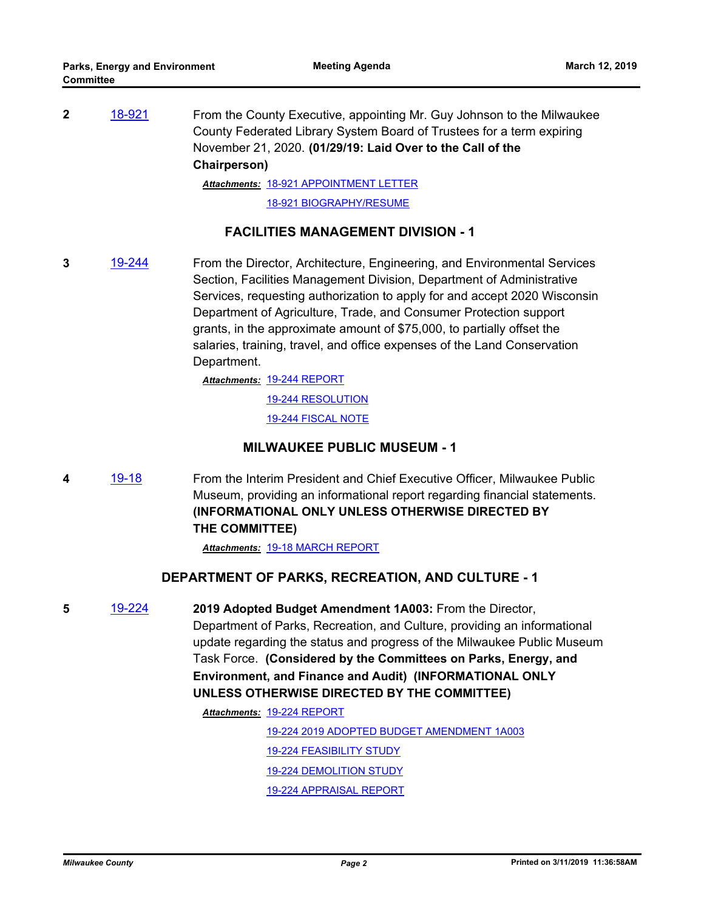**2** 18-921

From the County Executive, appointing Mr. Guy Johnson to the Milwaukee County Federated Library System Board of Trustees for a term expiring November 21, 2020. **(01/29/19: Laid Over to the Call of the Chairperson)**

***Attachments:*** 18-921 APPOINTMENT LETTER
18-921 BIOGRAPHY/RESUME

## FACILITIES MANAGEMENT DIVISION - 1

**3** 19-244

From the Director, Architecture, Engineering, and Environmental Services Section, Facilities Management Division, Department of Administrative Services, requesting authorization to apply for and accept 2020 Wisconsin Department of Agriculture, Trade, and Consumer Protection support grants, in the approximate amount of $75,000, to partially offset the salaries, training, travel, and office expenses of the Land Conservation Department.

***Attachments:*** 19-244 REPORT
19-244 RESOLUTION
19-244 FISCAL NOTE

## MILWAUKEE PUBLIC MUSEUM - 1

**4** 19-18

From the Interim President and Chief Executive Officer, Milwaukee Public Museum, providing an informational report regarding financial statements. **(INFORMATIONAL ONLY UNLESS OTHERWISE DIRECTED BY THE COMMITTEE)**

***Attachments:*** 19-18 MARCH REPORT

## DEPARTMENT OF PARKS, RECREATION, AND CULTURE - 1

**5** 19-224

**2019 Adopted Budget Amendment 1A003:** From the Director, Department of Parks, Recreation, and Culture, providing an informational update regarding the status and progress of the Milwaukee Public Museum Task Force. **(Considered by the Committees on Parks, Energy, and Environment, and Finance and Audit) (INFORMATIONAL ONLY UNLESS OTHERWISE DIRECTED BY THE COMMITTEE)**

***Attachments:*** 19-224 REPORT
19-224 2019 ADOPTED BUDGET AMENDMENT 1A003
19-224 FEASIBILITY STUDY
19-224 DEMOLITION STUDY
19-224 APPRAISAL REPORT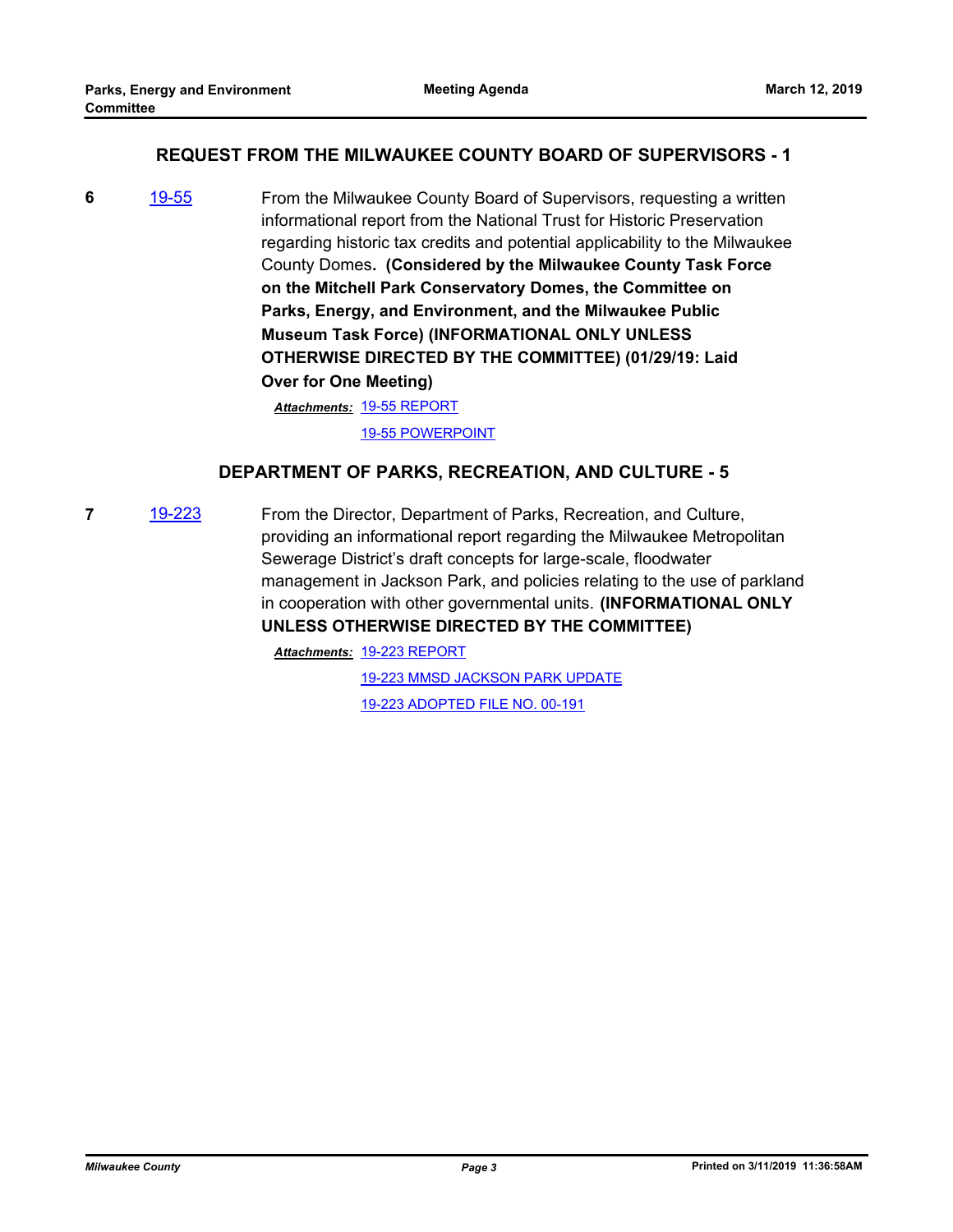## REQUEST FROM THE MILWAUKEE COUNTY BOARD OF SUPERVISORS - 1

**6** 19-55 From the Milwaukee County Board of Supervisors, requesting a written informational report from the National Trust for Historic Preservation regarding historic tax credits and potential applicability to the Milwaukee County Domes**. (Considered by the Milwaukee County Task Force on the Mitchell Park Conservatory Domes, the Committee on Parks, Energy, and Environment, and the Milwaukee Public Museum Task Force) (INFORMATIONAL ONLY UNLESS OTHERWISE DIRECTED BY THE COMMITTEE) (01/29/19: Laid Over for One Meeting)**

*Attachments:* 19-55 REPORT

19-55 POWERPOINT

## DEPARTMENT OF PARKS, RECREATION, AND CULTURE - 5

**7** 19-223 From the Director, Department of Parks, Recreation, and Culture, providing an informational report regarding the Milwaukee Metropolitan Sewerage District's draft concepts for large-scale, floodwater management in Jackson Park, and policies relating to the use of parkland in cooperation with other governmental units. **(INFORMATIONAL ONLY UNLESS OTHERWISE DIRECTED BY THE COMMITTEE)**

*Attachments:* 19-223 REPORT

19-223 MMSD JACKSON PARK UPDATE

19-223 ADOPTED FILE NO. 00-191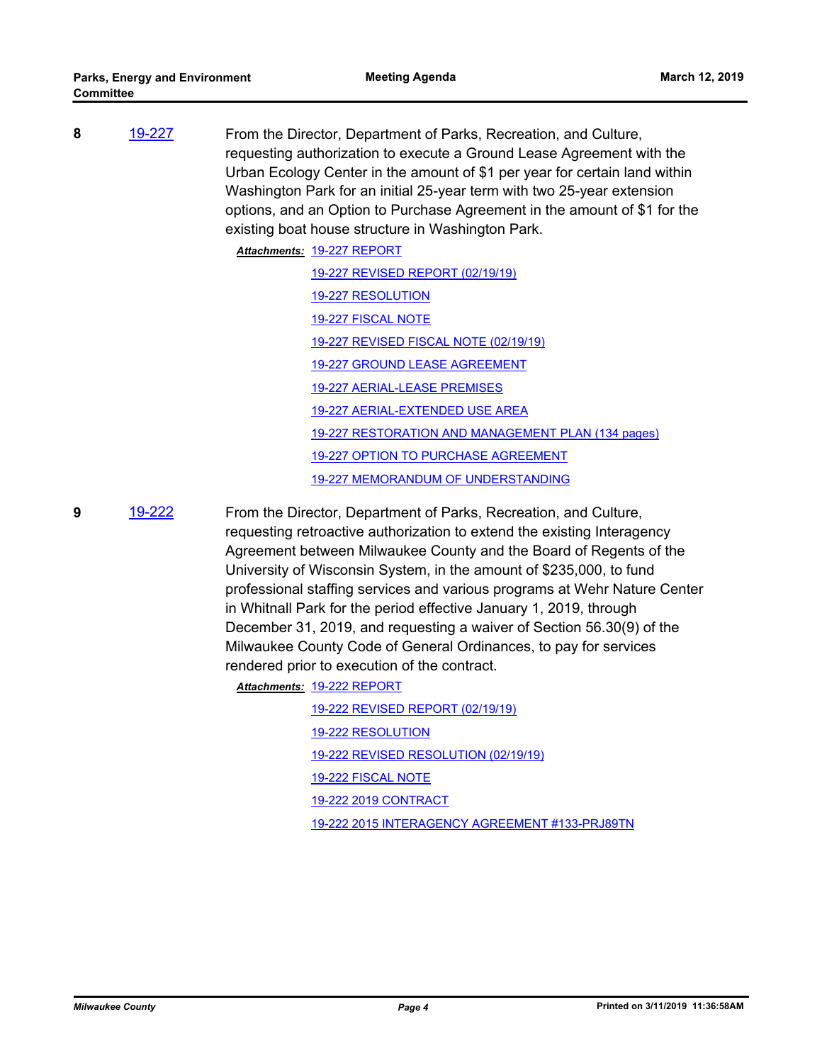**8** 19-227

From the Director, Department of Parks, Recreation, and Culture, requesting authorization to execute a Ground Lease Agreement with the Urban Ecology Center in the amount of $1 per year for certain land within Washington Park for an initial 25-year term with two 25-year extension options, and an Option to Purchase Agreement in the amount of $1 for the existing boat house structure in Washington Park.

***Attachments:***
- 19-227 REPORT
- 19-227 REVISED REPORT (02/19/19)
- 19-227 RESOLUTION
- 19-227 FISCAL NOTE
- 19-227 REVISED FISCAL NOTE (02/19/19)
- 19-227 GROUND LEASE AGREEMENT
- 19-227 AERIAL-LEASE PREMISES
- 19-227 AERIAL-EXTENDED USE AREA
- 19-227 RESTORATION AND MANAGEMENT PLAN (134 pages)
- 19-227 OPTION TO PURCHASE AGREEMENT
- 19-227 MEMORANDUM OF UNDERSTANDING

**9** 19-222

From the Director, Department of Parks, Recreation, and Culture, requesting retroactive authorization to extend the existing Interagency Agreement between Milwaukee County and the Board of Regents of the University of Wisconsin System, in the amount of $235,000, to fund professional staffing services and various programs at Wehr Nature Center in Whitnall Park for the period effective January 1, 2019, through December 31, 2019, and requesting a waiver of Section 56.30(9) of the Milwaukee County Code of General Ordinances, to pay for services rendered prior to execution of the contract.

***Attachments:***
- 19-222 REPORT
- 19-222 REVISED REPORT (02/19/19)
- 19-222 RESOLUTION
- 19-222 REVISED RESOLUTION (02/19/19)
- 19-222 FISCAL NOTE
- 19-222 2019 CONTRACT
- 19-222 2015 INTERAGENCY AGREEMENT #133-PRJ89TN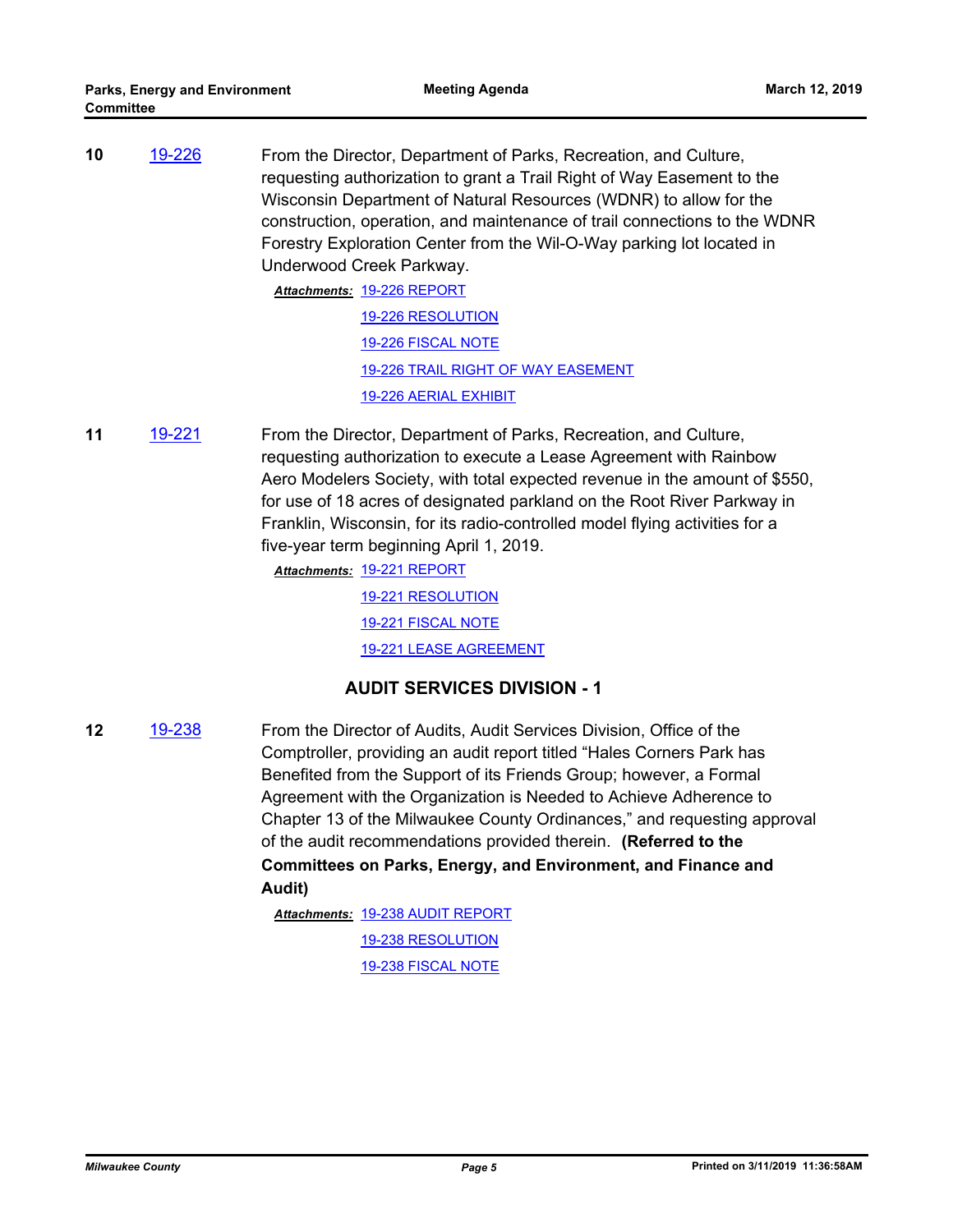**10** 19-226

From the Director, Department of Parks, Recreation, and Culture, requesting authorization to grant a Trail Right of Way Easement to the Wisconsin Department of Natural Resources (WDNR) to allow for the construction, operation, and maintenance of trail connections to the WDNR Forestry Exploration Center from the Wil-O-Way parking lot located in Underwood Creek Parkway.

***Attachments:*** 19-226 REPORT
19-226 RESOLUTION
19-226 FISCAL NOTE
19-226 TRAIL RIGHT OF WAY EASEMENT
19-226 AERIAL EXHIBIT

**11** 19-221

From the Director, Department of Parks, Recreation, and Culture, requesting authorization to execute a Lease Agreement with Rainbow Aero Modelers Society, with total expected revenue in the amount of $550, for use of 18 acres of designated parkland on the Root River Parkway in Franklin, Wisconsin, for its radio-controlled model flying activities for a five-year term beginning April 1, 2019.

***Attachments:*** 19-221 REPORT
19-221 RESOLUTION
19-221 FISCAL NOTE
19-221 LEASE AGREEMENT

## AUDIT SERVICES DIVISION - 1

**12** 19-238

From the Director of Audits, Audit Services Division, Office of the Comptroller, providing an audit report titled "Hales Corners Park has Benefited from the Support of its Friends Group; however, a Formal Agreement with the Organization is Needed to Achieve Adherence to Chapter 13 of the Milwaukee County Ordinances," and requesting approval of the audit recommendations provided therein. **(Referred to the Committees on Parks, Energy, and Environment, and Finance and Audit)**

***Attachments:*** 19-238 AUDIT REPORT
19-238 RESOLUTION
19-238 FISCAL NOTE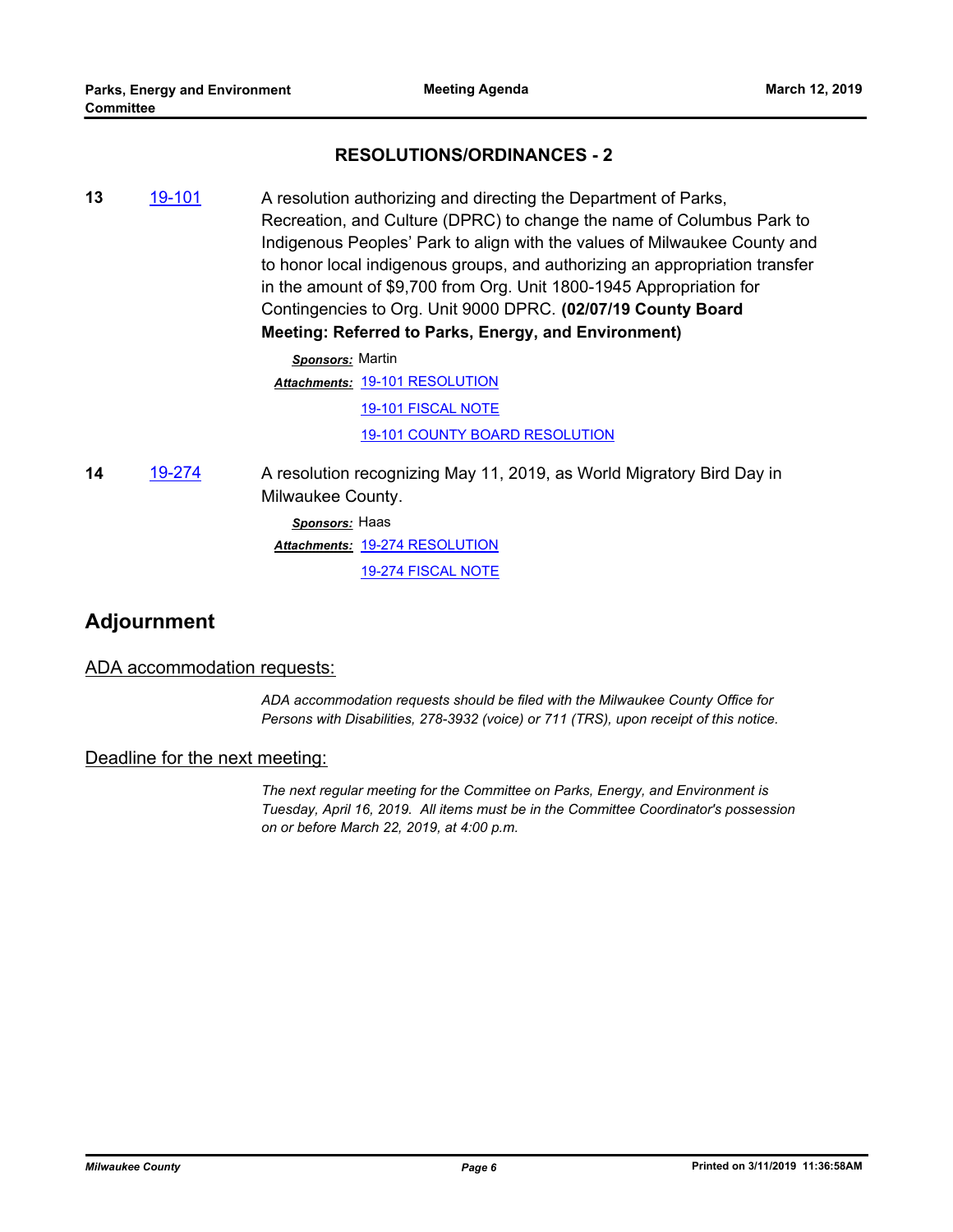## RESOLUTIONS/ORDINANCES - 2

**13** 19-101 A resolution authorizing and directing the Department of Parks, Recreation, and Culture (DPRC) to change the name of Columbus Park to Indigenous Peoples' Park to align with the values of Milwaukee County and to honor local indigenous groups, and authorizing an appropriation transfer in the amount of $9,700 from Org. Unit 1800-1945 Appropriation for Contingencies to Org. Unit 9000 DPRC. **(02/07/19 County Board Meeting: Referred to Parks, Energy, and Environment)**

***Sponsors:*** Martin

***Attachments:*** 19-101 RESOLUTION
19-101 FISCAL NOTE
19-101 COUNTY BOARD RESOLUTION

**14** 19-274 A resolution recognizing May 11, 2019, as World Migratory Bird Day in Milwaukee County.

***Sponsors:*** Haas

***Attachments:*** 19-274 RESOLUTION
19-274 FISCAL NOTE

# Adjournment

ADA accommodation requests:

*ADA accommodation requests should be filed with the Milwaukee County Office for Persons with Disabilities, 278-3932 (voice) or 711 (TRS), upon receipt of this notice.*

Deadline for the next meeting:

*The next regular meeting for the Committee on Parks, Energy, and Environment is Tuesday, April 16, 2019. All items must be in the Committee Coordinator's possession on or before March 22, 2019, at 4:00 p.m.*